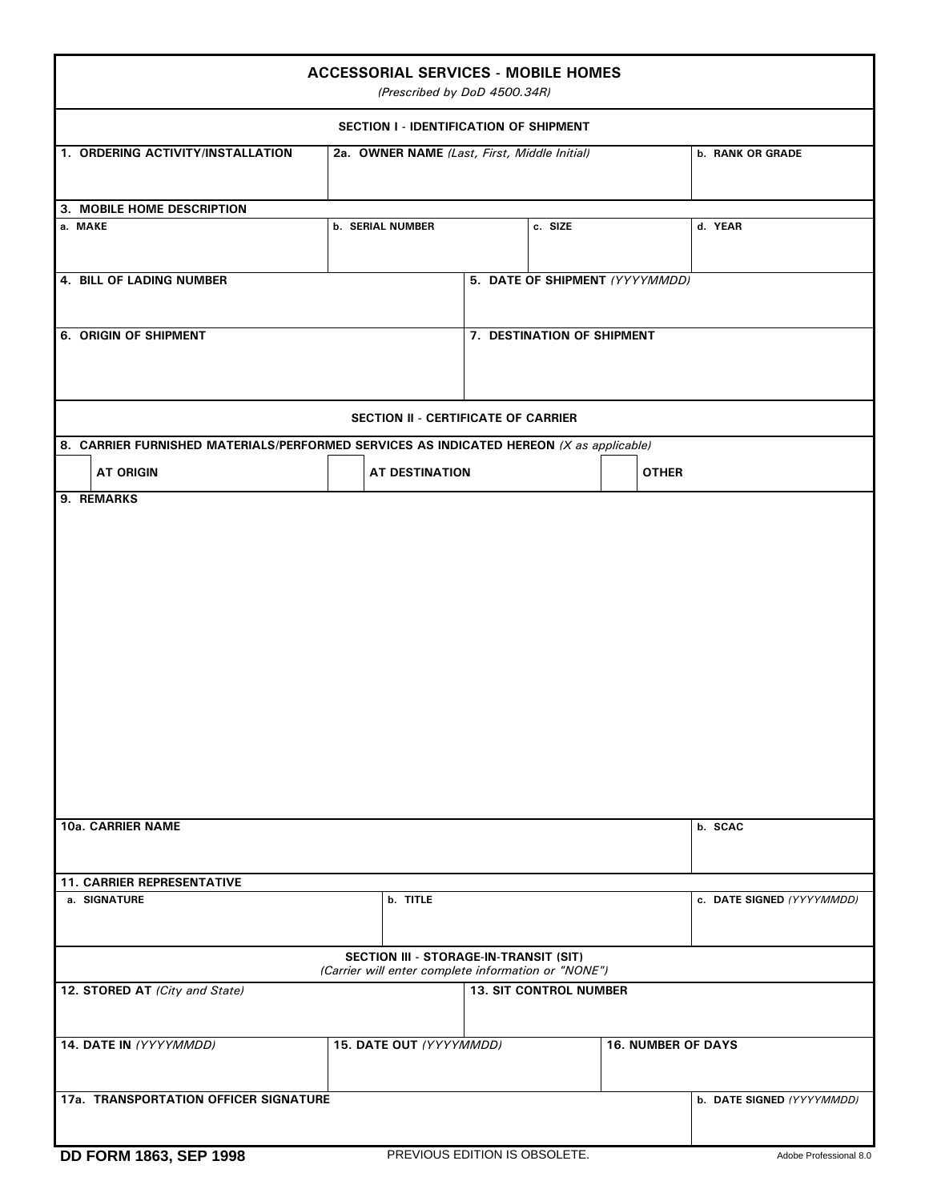# ACCESSORIAL SERVICES - MOBILE HOMES

*(Prescribed by DoD 4500.34R)*

## SECTION I - IDENTIFICATION OF SHIPMENT

| 1. ORDERING ACTIVITY/INSTALLATION | 2a. OWNER NAME *(Last, First, Middle Initial)* | b. RANK OR GRADE |
|---|---|---|
| | | |

**3. MOBILE HOME DESCRIPTION**

| a. MAKE | b. SERIAL NUMBER | c. SIZE | d. YEAR |
|---|---|---|---|
| | | | |

| 4. BILL OF LADING NUMBER | 5. DATE OF SHIPMENT *(YYYYMMDD)* |
|---|---|
| | |

| 6. ORIGIN OF SHIPMENT | 7. DESTINATION OF SHIPMENT |
|---|---|
| | |

## SECTION II - CERTIFICATE OF CARRIER

**8. CARRIER FURNISHED MATERIALS/PERFORMED SERVICES AS INDICATED HEREON** *(X as applicable)*

| | | | | | |
|---|---|---|---|---|---|
| | AT ORIGIN | | AT DESTINATION | | OTHER |

**9. REMARKS**

| 10a. CARRIER NAME | b. SCAC |
|---|---|
| | |

**11. CARRIER REPRESENTATIVE**

| a. SIGNATURE | b. TITLE | c. DATE SIGNED *(YYYYMMDD)* |
|---|---|---|
| | | |

## SECTION III - STORAGE-IN-TRANSIT (SIT)

*(Carrier will enter complete information or "NONE")*

| 12. STORED AT *(City and State)* | 13. SIT CONTROL NUMBER |
|---|---|
| | |

| 14. DATE IN *(YYYYMMDD)* | 15. DATE OUT *(YYYYMMDD)* | 16. NUMBER OF DAYS |
|---|---|---|
| | | |

| 17a. TRANSPORTATION OFFICER SIGNATURE | b. DATE SIGNED *(YYYYMMDD)* |
|---|---|
| | |

**DD FORM 1863, SEP 1998** PREVIOUS EDITION IS OBSOLETE.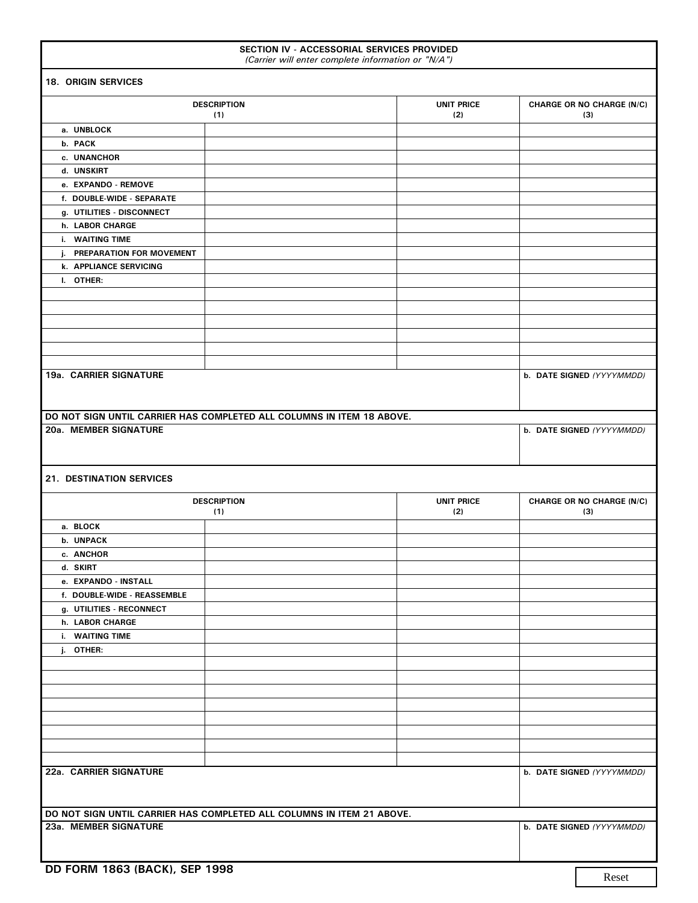## SECTION IV - ACCESSORIAL SERVICES PROVIDED

*(Carrier will enter complete information or "N/A")*

### 18. ORIGIN SERVICES

| DESCRIPTION (1) | | UNIT PRICE (2) | CHARGE OR NO CHARGE (N/C) (3) |
|---|---|---|---|
| a. UNBLOCK | | | |
| b. PACK | | | |
| c. UNANCHOR | | | |
| d. UNSKIRT | | | |
| e. EXPANDO - REMOVE | | | |
| f. DOUBLE-WIDE - SEPARATE | | | |
| g. UTILITIES - DISCONNECT | | | |
| h. LABOR CHARGE | | | |
| i. WAITING TIME | | | |
| j. PREPARATION FOR MOVEMENT | | | |
| k. APPLIANCE SERVICING | | | |
| l. OTHER: | | | |
| | | | |
| | | | |
| | | | |
| | | | |
| | | | |
| | | | |

| | |
|---|---|
| 19a. CARRIER SIGNATURE | b. DATE SIGNED *(YYYYMMDD)* |

DO NOT SIGN UNTIL CARRIER HAS COMPLETED ALL COLUMNS IN ITEM 18 ABOVE.

| | |
|---|---|
| 20a. MEMBER SIGNATURE | b. DATE SIGNED *(YYYYMMDD)* |

### 21. DESTINATION SERVICES

| DESCRIPTION (1) | | UNIT PRICE (2) | CHARGE OR NO CHARGE (N/C) (3) |
|---|---|---|---|
| a. BLOCK | | | |
| b. UNPACK | | | |
| c. ANCHOR | | | |
| d. SKIRT | | | |
| e. EXPANDO - INSTALL | | | |
| f. DOUBLE-WIDE - REASSEMBLE | | | |
| g. UTILITIES - RECONNECT | | | |
| h. LABOR CHARGE | | | |
| i. WAITING TIME | | | |
| j. OTHER: | | | |
| | | | |
| | | | |
| | | | |
| | | | |
| | | | |
| | | | |
| | | | |
| | | | |

| | |
|---|---|
| 22a. CARRIER SIGNATURE | b. DATE SIGNED *(YYYYMMDD)* |

DO NOT SIGN UNTIL CARRIER HAS COMPLETED ALL COLUMNS IN ITEM 21 ABOVE.

| | |
|---|---|
| 23a. MEMBER SIGNATURE | b. DATE SIGNED *(YYYYMMDD)* |

DD FORM 1863 (BACK), SEP 1998

Reset